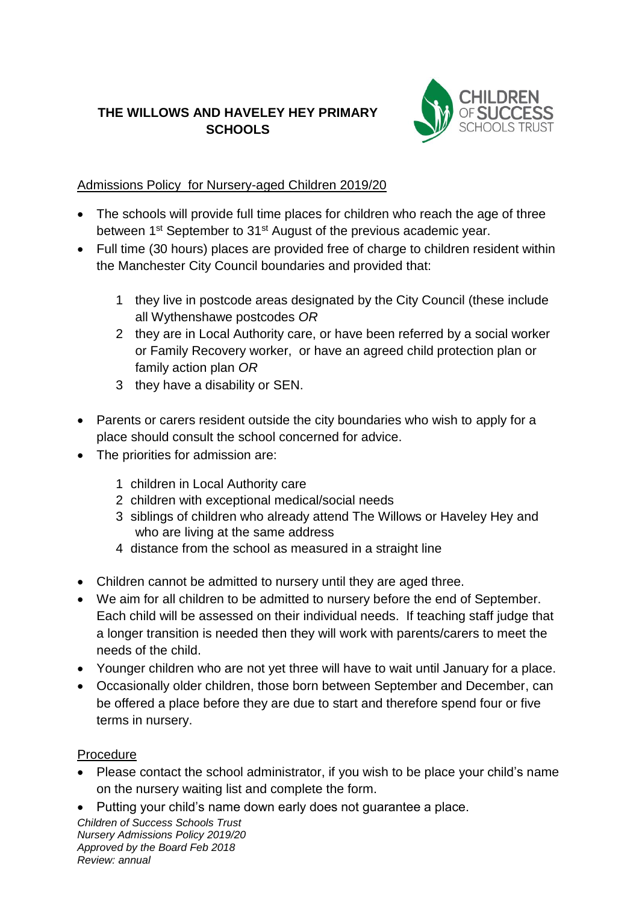# THE WILLOWS AND HAVELEY HEY PRIMARY SCHOOLS

CHILDREN OF SUCCESS SCHOOLS TRUST

## Admissions Policy for Nursery-aged Children 2019/20

- The schools will provide full time places for children who reach the age of three between 1st September to 31st August of the previous academic year.
- Full time (30 hours) places are provided free of charge to children resident within the Manchester City Council boundaries and provided that:
    1. they live in postcode areas designated by the City Council (these include all Wythenshawe postcodes *OR*
    2. they are in Local Authority care, or have been referred by a social worker or Family Recovery worker, or have an agreed child protection plan or family action plan *OR*
    3. they have a disability or SEN.
- Parents or carers resident outside the city boundaries who wish to apply for a place should consult the school concerned for advice.
- The priorities for admission are:
    1. children in Local Authority care
    2. children with exceptional medical/social needs
    3. siblings of children who already attend The Willows or Haveley Hey and who are living at the same address
    4. distance from the school as measured in a straight line
- Children cannot be admitted to nursery until they are aged three.
- We aim for all children to be admitted to nursery before the end of September. Each child will be assessed on their individual needs. If teaching staff judge that a longer transition is needed then they will work with parents/carers to meet the needs of the child.
- Younger children who are not yet three will have to wait until January for a place.
- Occasionally older children, those born between September and December, can be offered a place before they are due to start and therefore spend four or five terms in nursery.

## Procedure

- Please contact the school administrator, if you wish to be place your child's name on the nursery waiting list and complete the form.
- Putting your child's name down early does not guarantee a place.

*Children of Success Schools Trust*
*Nursery Admissions Policy 2019/20*
*Approved by the Board Feb 2018*
*Review: annual*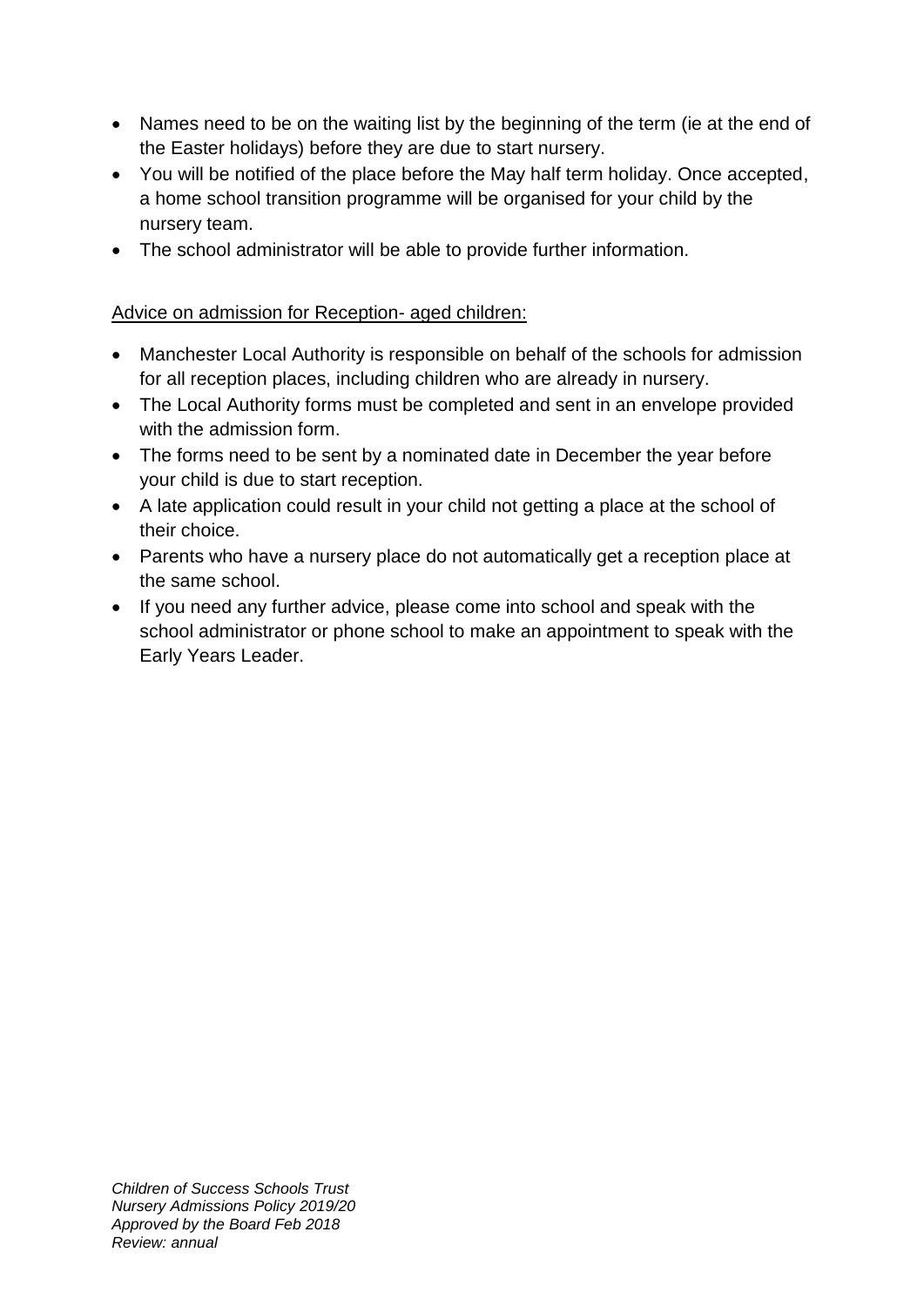- Names need to be on the waiting list by the beginning of the term (ie at the end of the Easter holidays) before they are due to start nursery.
- You will be notified of the place before the May half term holiday. Once accepted, a home school transition programme will be organised for your child by the nursery team.
- The school administrator will be able to provide further information.

<u>Advice on admission for Reception- aged children:</u>

- Manchester Local Authority is responsible on behalf of the schools for admission for all reception places, including children who are already in nursery.
- The Local Authority forms must be completed and sent in an envelope provided with the admission form.
- The forms need to be sent by a nominated date in December the year before your child is due to start reception.
- A late application could result in your child not getting a place at the school of their choice.
- Parents who have a nursery place do not automatically get a reception place at the same school.
- If you need any further advice, please come into school and speak with the school administrator or phone school to make an appointment to speak with the Early Years Leader.